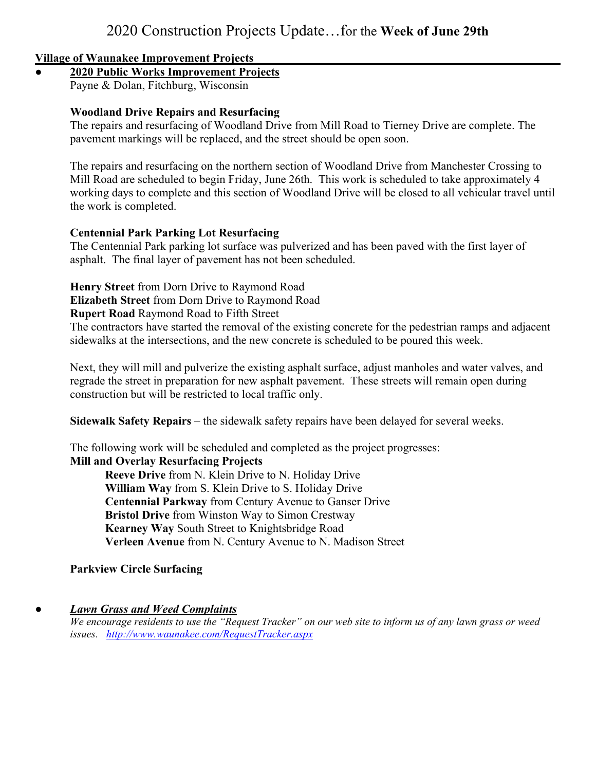# 2020 Construction Projects Update…for the **Week of June 29th**

## Village of Waunakee Improvement Projects

- **2020 Public Works Improvement Projects**
  Payne & Dolan, Fitchburg, Wisconsin

  **Woodland Drive Repairs and Resurfacing**
  The repairs and resurfacing of Woodland Drive from Mill Road to Tierney Drive are complete. The pavement markings will be replaced, and the street should be open soon.

  The repairs and resurfacing on the northern section of Woodland Drive from Manchester Crossing to Mill Road are scheduled to begin Friday, June 26th. This work is scheduled to take approximately 4 working days to complete and this section of Woodland Drive will be closed to all vehicular travel until the work is completed.

  **Centennial Park Parking Lot Resurfacing**
  The Centennial Park parking lot surface was pulverized and has been paved with the first layer of asphalt. The final layer of pavement has not been scheduled.

  **Henry Street** from Dorn Drive to Raymond Road
  **Elizabeth Street** from Dorn Drive to Raymond Road
  **Rupert Road** Raymond Road to Fifth Street
  The contractors have started the removal of the existing concrete for the pedestrian ramps and adjacent sidewalks at the intersections, and the new concrete is scheduled to be poured this week.

  Next, they will mill and pulverize the existing asphalt surface, adjust manholes and water valves, and regrade the street in preparation for new asphalt pavement. These streets will remain open during construction but will be restricted to local traffic only.

  **Sidewalk Safety Repairs** – the sidewalk safety repairs have been delayed for several weeks.

  The following work will be scheduled and completed as the project progresses:
  **Mill and Overlay Resurfacing Projects**
  - **Reeve Drive** from N. Klein Drive to N. Holiday Drive
  - **William Way** from S. Klein Drive to S. Holiday Drive
  - **Centennial Parkway** from Century Avenue to Ganser Drive
  - **Bristol Drive** from Winston Way to Simon Crestway
  - **Kearney Way** South Street to Knightsbridge Road
  - **Verleen Avenue** from N. Century Avenue to N. Madison Street

  **Parkview Circle Surfacing**

- ***Lawn Grass and Weed Complaints***
  *We encourage residents to use the "Request Tracker" on our web site to inform us of any lawn grass or weed issues. http://www.waunakee.com/RequestTracker.aspx*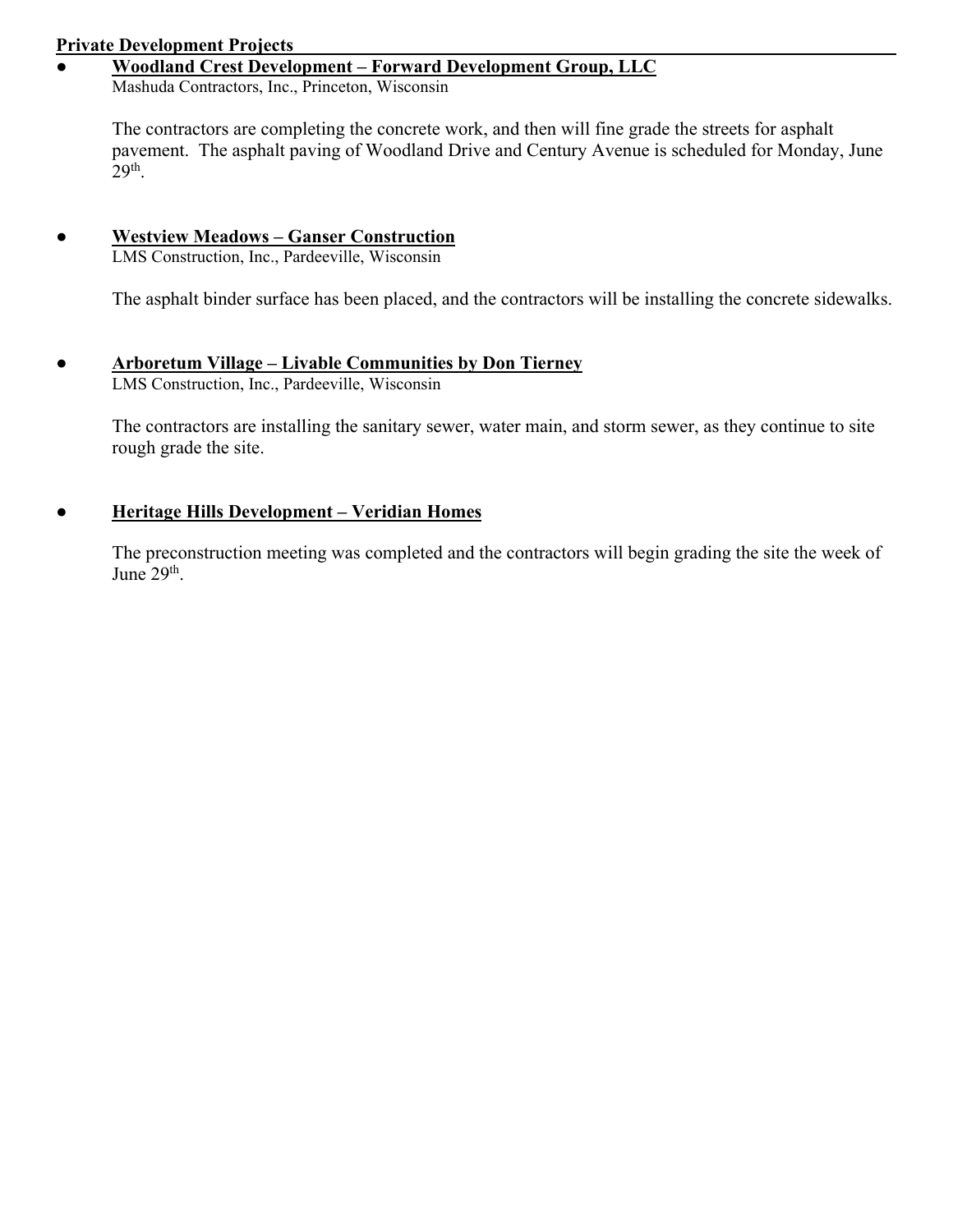**Private Development Projects**

- **Woodland Crest Development – Forward Development Group, LLC**
  Mashuda Contractors, Inc., Princeton, Wisconsin

  The contractors are completing the concrete work, and then will fine grade the streets for asphalt pavement. The asphalt paving of Woodland Drive and Century Avenue is scheduled for Monday, June 29th.

- **Westview Meadows – Ganser Construction**
  LMS Construction, Inc., Pardeeville, Wisconsin

  The asphalt binder surface has been placed, and the contractors will be installing the concrete sidewalks.

- **Arboretum Village – Livable Communities by Don Tierney**
  LMS Construction, Inc., Pardeeville, Wisconsin

  The contractors are installing the sanitary sewer, water main, and storm sewer, as they continue to site rough grade the site.

- **Heritage Hills Development – Veridian Homes**

  The preconstruction meeting was completed and the contractors will begin grading the site the week of June 29th.